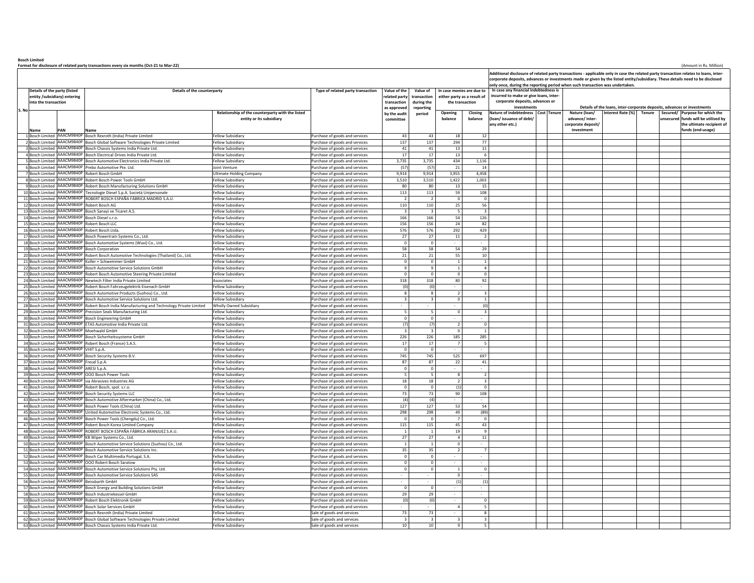**Bosch Limited**

**Format for disclosure of related party transactions every six months (Oct-21 to Mar-22)**

(Amount in Rs. Million)

| S. No | Details of the party (listed entity /subsidiary) entering into the transaction | | Details of the counterparty | | Type of related party transaction | Value of the related party transaction as approved by the audit committee | Value of transaction during the reporting period | In case monies are due to either party as a result of the transaction | | Additional disclosure of related party transactions - applicable only in case the related party transaction relates to loans, inter-corporate deposits, advances or investments made or given by the listed entity/subsidiary. These details need to be disclosed only once, during the reporting period when such transaction was undertaken. In case any financial indebtedness is incurred to make or give loans, inter-corporate deposits, advances or investments | | | Details of the loans, inter-corporate deposits, advances or investments | | | | |
|---|---|---|---|---|---|---|---|---|---|---|---|---|---|---|---|---|---|
| | Name | PAN | Name | Relationship of the counterparty with the listed entity or its subsidiary | | | | Opening balance | Closing balance | Nature of indebtedness (loan/ issuance of debt/ any other etc.) | Cost | Tenure | Nature (loan/ advance/ inter-corporate deposit/ investment | Interest Rate (%) | Tenure | Secured/ unsecured | Purpose for which the funds will be utilised by the ultimate recipient of funds (end-usage) |
| 1 | Bosch Limited | AAACM9840P | Bosch Rexroth (India) Private Limited | Fellow Subsidiary | Purchase of goods and services | 43 | 43 | 18 | 12 | | | | | | | | |
| 2 | Bosch Limited | AAACM9840P | Bosch Global Software Technologies Private Limited | Fellow Subsidiary | Purchase of goods and services | 137 | 137 | 294 | 77 | | | | | | | | |
| 3 | Bosch Limited | AAACM9840P | Bosch Chassis Systems India Private Ltd. | Fellow Subsidiary | Purchase of goods and services | 41 | 41 | 13 | 11 | | | | | | | | |
| 4 | Bosch Limited | AAACM9840P | Bosch Electrical Drives India Private Ltd. | Fellow Subsidiary | Purchase of goods and services | 17 | 17 | 13 | 6 | | | | | | | | |
| 5 | Bosch Limited | AAACM9840P | Bosch Automotive Electronics India Private Ltd. | Fellow Subsidiary | Purchase of goods and services | 3,735 | 3,735 | 434 | 1,116 | | | | | | | | |
| 6 | Bosch Limited | AAACM9840P | Prebo Automotive Pte. Ltd. | Joint Venture | Purchase of goods and services | (57) | (57) | 21 | 14 | | | | | | | | |
| 7 | Bosch Limited | AAACM9840P | Robert Bosch GmbH | Ultimate Holding Company | Purchase of goods and services | 9,914 | 9,914 | 3,955 | 4,458 | | | | | | | | |
| 8 | Bosch Limited | AAACM9840P | Robert Bosch Power Tools GmbH | Fellow Subsidiary | Purchase of goods and services | 3,510 | 3,510 | 1,422 | 1,003 | | | | | | | | |
| 9 | Bosch Limited | AAACM9840P | Robert Bosch Manufacturing Solutions GmbH | Fellow Subsidiary | Purchase of goods and services | 80 | 80 | 13 | 15 | | | | | | | | |
| 10 | Bosch Limited | AAACM9840P | Tecnologie Diesel S.p.A. Società Unipersonale | Fellow Subsidiary | Purchase of goods and services | 113 | 113 | 59 | 108 | | | | | | | | |
| 11 | Bosch Limited | AAACM9840P | ROBERT BOSCH ESPAÑA FÁBRICA MADRID S.A.U. | Fellow Subsidiary | Purchase of goods and services | 2 | 2 | 0 | 0 | | | | | | | | |
| 12 | Bosch Limited | AAACM9840P | Robert Bosch AG | Fellow Subsidiary | Purchase of goods and services | 110 | 110 | 25 | 56 | | | | | | | | |
| 13 | Bosch Limited | AAACM9840P | Bosch Sanayi ve Ticaret A.S. | Fellow Subsidiary | Purchase of goods and services | 3 | 3 | 5 | 3 | | | | | | | | |
| 14 | Bosch Limited | AAACM9840P | Bosch Diesel s.r.o. | Fellow Subsidiary | Purchase of goods and services | 166 | 166 | 54 | 126 | | | | | | | | |
| 15 | Bosch Limited | AAACM9840P | Robert Bosch LLC | Fellow Subsidiary | Purchase of goods and services | 156 | 156 | 24 | 82 | | | | | | | | |
| 16 | Bosch Limited | AAACM9840P | Robert Bosch Ltda. | Fellow Subsidiary | Purchase of goods and services | 576 | 576 | 292 | 429 | | | | | | | | |
| 17 | Bosch Limited | AAACM9840P | Bosch Powertrain Systems Co., Ltd. | Fellow Subsidiary | Purchase of goods and services | 27 | 27 | 11 | 2 | | | | | | | | |
| 18 | Bosch Limited | AAACM9840P | Bosch Automotive Systems (Wuxi) Co., Ltd. | Fellow Subsidiary | Purchase of goods and services | 0 | 0 | - | - | | | | | | | | |
| 19 | Bosch Limited | AAACM9840P | Bosch Corporation | Fellow Subsidiary | Purchase of goods and services | 58 | 58 | 54 | 29 | | | | | | | | |
| 20 | Bosch Limited | AAACM9840P | Robert Bosch Automotive Technologies (Thailand) Co., Ltd. | Fellow Subsidiary | Purchase of goods and services | 21 | 21 | 55 | 10 | | | | | | | | |
| 21 | Bosch Limited | AAACM9840P | Koller + Schwemmer GmbH | Fellow Subsidiary | Purchase of goods and services | 0 | 0 | 1 | 1 | | | | | | | | |
| 22 | Bosch Limited | AAACM9840P | Bosch Automotive Service Solutions GmbH | Fellow Subsidiary | Purchase of goods and services | 9 | 9 | 1 | 4 | | | | | | | | |
| 23 | Bosch Limited | AAACM9840P | Robert Bosch Automotive Steering Private Limited | Fellow Subsidiary | Purchase of goods and services | 0 | 0 | 0 | 0 | | | | | | | | |
| 24 | Bosch Limited | AAACM9840P | Newtech Filter India Private Limited | Associates | Purchase of goods and services | 318 | 318 | 80 | 92 | | | | | | | | |
| 25 | Bosch Limited | AAACM9840P | Robert Bosch Fahrzeugelektrik Eisenach GmbH | Fellow Subsidiary | Purchase of goods and services | (0) | (0) | - | - | | | | | | | | |
| 26 | Bosch Limited | AAACM9840P | Bosch Automotive Products (Suzhou) Co., Ltd. | Fellow Subsidiary | Purchase of goods and services | 8 | 8 | 2 | 3 | | | | | | | | |
| 27 | Bosch Limited | AAACM9840P | Bosch Automotive Service Solutions Ltd. | Fellow Subsidiary | Purchase of goods and services | 3 | 3 | 0 | 1 | | | | | | | | |
| 28 | Bosch Limited | AAACM9840P | Robert Bosch India Manufacturing and Technology Private Limited | Wholly Owned Subsidiary | Purchase of goods and services | - | - | - | (0) | | | | | | | | |
| 29 | Bosch Limited | AAACM9840P | Precision Seals Manufacturing Ltd. | Fellow Subsidiary | Purchase of goods and services | 5 | 5 | 0 | 3 | | | | | | | | |
| 30 | Bosch Limited | AAACM9840P | Bosch Engineering GmbH | Fellow Subsidiary | Purchase of goods and services | 0 | 0 | - | - | | | | | | | | |
| 31 | Bosch Limited | AAACM9840P | ETAS Automotive India Private Ltd. | Fellow Subsidiary | Purchase of goods and services | (7) | (7) | 2 | 0 | | | | | | | | |
| 32 | Bosch Limited | AAACM9840P | Moehwald GmbH | Fellow Subsidiary | Purchase of goods and services | 3 | 3 | 0 | 1 | | | | | | | | |
| 33 | Bosch Limited | AAACM9840P | Bosch Sicherheitssysteme GmbH | Fellow Subsidiary | Purchase of goods and services | 226 | 226 | 185 | 285 | | | | | | | | |
| 34 | Bosch Limited | AAACM9840P | Robert Bosch (France) S.A.S. | Fellow Subsidiary | Purchase of goods and services | 17 | 17 | 7 | 5 | | | | | | | | |
| 35 | Bosch Limited | AAACM9840P | VHIT S.p.A. | Fellow Subsidiary | Purchase of goods and services | 0 | 0 | - | - | | | | | | | | |
| 36 | Bosch Limited | AAACM9840P | Bosch Security Systems B.V. | Fellow Subsidiary | Purchase of goods and services | 745 | 745 | 525 | 697 | | | | | | | | |
| 37 | Bosch Limited | AAACM9840P | Freud S.p.A. | Fellow Subsidiary | Purchase of goods and services | 87 | 87 | 22 | 41 | | | | | | | | |
| 38 | Bosch Limited | AAACM9840P | ARESI S.p.A. | Fellow Subsidiary | Purchase of goods and services | 0 | 0 | - | - | | | | | | | | |
| 39 | Bosch Limited | AAACM9840P | OOO Bosch Power Tools | Fellow Subsidiary | Purchase of goods and services | 5 | 5 | 8 | 2 | | | | | | | | |
| 40 | Bosch Limited | AAACM9840P | sia Abrasives Industries AG | Fellow Subsidiary | Purchase of goods and services | 18 | 18 | 2 | 3 | | | | | | | | |
| 41 | Bosch Limited | AAACM9840P | Robert Bosch, spol. s.r.o. | Fellow Subsidiary | Purchase of goods and services | 0 | 0 | (1) | 0 | | | | | | | | |
| 42 | Bosch Limited | AAACM9840P | Bosch Security Systems LLC | Fellow Subsidiary | Purchase of goods and services | 73 | 73 | 90 | 108 | | | | | | | | |
| 43 | Bosch Limited | AAACM9840P | Bosch Automotive Aftermarket (China) Co., Ltd. | Fellow Subsidiary | Purchase of goods and services | (4) | (4) | - | - | | | | | | | | |
| 44 | Bosch Limited | AAACM9840P | Bosch Power Tools (China) Ltd. | Fellow Subsidiary | Purchase of goods and services | 127 | 127 | 53 | 54 | | | | | | | | |
| 45 | Bosch Limited | AAACM9840P | United Automotive Electronic Systems Co., Ltd. | Fellow Subsidiary | Purchase of goods and services | 298 | 298 | 49 | (89) | | | | | | | | |
| 46 | Bosch Limited | AAACM9840P | Bosch Power Tools (Chengdu) Co., Ltd. | Fellow Subsidiary | Purchase of goods and services | 0 | 0 | 7 | 0 | | | | | | | | |
| 47 | Bosch Limited | AAACM9840P | Robert Bosch Korea Limited Company | Fellow Subsidiary | Purchase of goods and services | 115 | 115 | 45 | 43 | | | | | | | | |
| 48 | Bosch Limited | AAACM9840P | ROBERT BOSCH ESPAÑA FÁBRICA ARANJUEZ S.A.U. | Fellow Subsidiary | Purchase of goods and services | 1 | 1 | 19 | 9 | | | | | | | | |
| 49 | Bosch Limited | AAACM9840P | KB Wiper Systems Co., Ltd. | Fellow Subsidiary | Purchase of goods and services | 27 | 27 | 4 | 11 | | | | | | | | |
| 50 | Bosch Limited | AAACM9840P | Bosch Automotive Service Solutions (Suzhou) Co., Ltd. | Fellow Subsidiary | Purchase of goods and services | 1 | 1 | 0 | - | | | | | | | | |
| 51 | Bosch Limited | AAACM9840P | Bosch Automotive Service Solutions Inc. | Fellow Subsidiary | Purchase of goods and services | 35 | 35 | 2 | 7 | | | | | | | | |
| 52 | Bosch Limited | AAACM9840P | Bosch Car Multimedia Portugal, S.A. | Fellow Subsidiary | Purchase of goods and services | 0 | 0 | - | - | | | | | | | | |
| 53 | Bosch Limited | AAACM9840P | OOO Robert Bosch Saratow | Fellow Subsidiary | Purchase of goods and services | 0 | 0 | - | - | | | | | | | | |
| 54 | Bosch Limited | AAACM9840P | Bosch Automotive Service Solutions Pty. Ltd. | Fellow Subsidiary | Purchase of goods and services | 0 | 0 | 1 | 0 | | | | | | | | |
| 55 | Bosch Limited | AAACM9840P | Bosch Automotive Service Solutions SAS | Fellow Subsidiary | Purchase of goods and services | - | - | 0 | - | | | | | | | | |
| 56 | Bosch Limited | AAACM9840P | Beissbarth GmbH | Fellow Subsidiary | Purchase of goods and services | - | - | (1) | (1) | | | | | | | | |
| 57 | Bosch Limited | AAACM9840P | Bosch Energy and Building Solutions GmbH | Fellow Subsidiary | Purchase of goods and services | 0 | 0 | - | - | | | | | | | | |
| 58 | Bosch Limited | AAACM9840P | Bosch Industriekessel GmbH | Fellow Subsidiary | Purchase of goods and services | 29 | 29 | - | - | | | | | | | | |
| 59 | Bosch Limited | AAACM9840P | Robert Bosch Elektronik GmbH | Fellow Subsidiary | Purchase of goods and services | (0) | (0) | - | 0 | | | | | | | | |
| 60 | Bosch Limited | AAACM9840P | Bosch Solar Services GmbH | Fellow Subsidiary | Purchase of goods and services | - | - | 4 | 5 | | | | | | | | |
| 61 | Bosch Limited | AAACM9840P | Bosch Rexroth (India) Private Limited | Fellow Subsidiary | Sale of goods and services | 73 | 73 | - | 8 | | | | | | | | |
| 62 | Bosch Limited | AAACM9840P | Bosch Global Software Technologies Private Limited | Fellow Subsidiary | Sale of goods and services | 3 | 3 | 3 | 3 | | | | | | | | |
| 63 | Bosch Limited | AAACM9840P | Bosch Chassis Systems India Private Ltd. | Fellow Subsidiary | Sale of goods and services | 10 | 10 | 9 | 5 | | | | | | | | |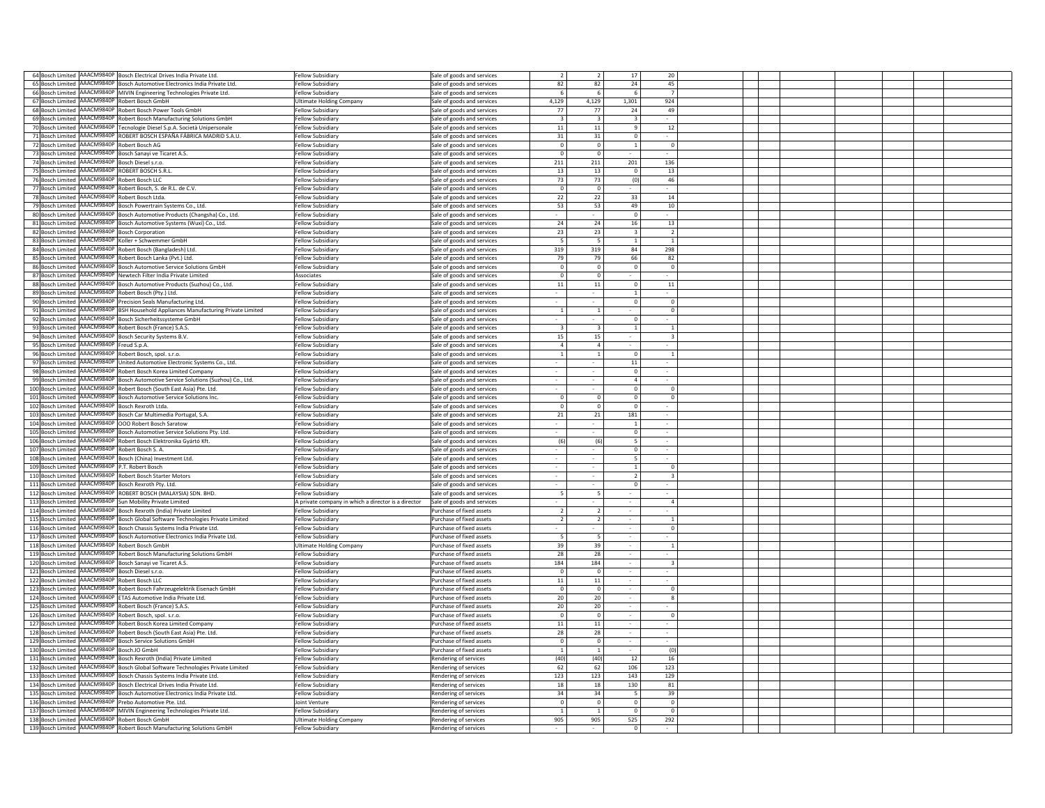| 64 | Bosch Limited | AAACM9840P | Bosch Electrical Drives India Private Ltd. | Fellow Subsidiary | Sale of goods and services | 2 | 2 | 17 | 20 | | | | | | |
|---|---|---|---|---|---|---|---|---|---|---|---|---|---|---|---|
| 65 | Bosch Limited | AAACM9840P | Bosch Automotive Electronics India Private Ltd. | Fellow Subsidiary | Sale of goods and services | 82 | 82 | 24 | 45 | | | | | | |
| 66 | Bosch Limited | AAACM9840P | MIVIN Engineering Technologies Private Ltd. | Fellow Subsidiary | Sale of goods and services | 6 | 6 | 6 | 7 | | | | | | |
| 67 | Bosch Limited | AAACM9840P | Robert Bosch GmbH | Ultimate Holding Company | Sale of goods and services | 4,129 | 4,129 | 1,301 | 924 | | | | | | |
| 68 | Bosch Limited | AAACM9840P | Robert Bosch Power Tools GmbH | Fellow Subsidiary | Sale of goods and services | 77 | 77 | 24 | 49 | | | | | | |
| 69 | Bosch Limited | AAACM9840P | Robert Bosch Manufacturing Solutions GmbH | Fellow Subsidiary | Sale of goods and services | 3 | 3 | 3 | - | | | | | | |
| 70 | Bosch Limited | AAACM9840P | Tecnologie Diesel S.p.A. Società Unipersonale | Fellow Subsidiary | Sale of goods and services | 11 | 11 | 9 | 12 | | | | | | |
| 71 | Bosch Limited | AAACM9840P | ROBERT BOSCH ESPAÑA FÁBRICA MADRID S.A.U. | Fellow Subsidiary | Sale of goods and services | 31 | 31 | 0 | - | | | | | | |
| 72 | Bosch Limited | AAACM9840P | Robert Bosch AG | Fellow Subsidiary | Sale of goods and services | 0 | 0 | 1 | 0 | | | | | | |
| 73 | Bosch Limited | AAACM9840P | Bosch Sanayi ve Ticaret A.S. | Fellow Subsidiary | Sale of goods and services | 0 | 0 | - | - | | | | | | |
| 74 | Bosch Limited | AAACM9840P | Bosch Diesel s.r.o. | Fellow Subsidiary | Sale of goods and services | 211 | 211 | 201 | 136 | | | | | | |
| 75 | Bosch Limited | AAACM9840P | ROBERT BOSCH S.R.L. | Fellow Subsidiary | Sale of goods and services | 13 | 13 | 0 | 13 | | | | | | |
| 76 | Bosch Limited | AAACM9840P | Robert Bosch LLC | Fellow Subsidiary | Sale of goods and services | 73 | 73 | (0) | 46 | | | | | | |
| 77 | Bosch Limited | AAACM9840P | Robert Bosch, S. de R.L. de C.V. | Fellow Subsidiary | Sale of goods and services | 0 | 0 | - | - | | | | | | |
| 78 | Bosch Limited | AAACM9840P | Robert Bosch Ltda. | Fellow Subsidiary | Sale of goods and services | 22 | 22 | 33 | 14 | | | | | | |
| 79 | Bosch Limited | AAACM9840P | Bosch Powertrain Systems Co., Ltd. | Fellow Subsidiary | Sale of goods and services | 53 | 53 | 49 | 10 | | | | | | |
| 80 | Bosch Limited | AAACM9840P | Bosch Automotive Products (Changsha) Co., Ltd. | Fellow Subsidiary | Sale of goods and services | - | - | 0 | - | | | | | | |
| 81 | Bosch Limited | AAACM9840P | Bosch Automotive Systems (Wuxi) Co., Ltd. | Fellow Subsidiary | Sale of goods and services | 24 | 24 | 16 | 13 | | | | | | |
| 82 | Bosch Limited | AAACM9840P | Bosch Corporation | Fellow Subsidiary | Sale of goods and services | 23 | 23 | 3 | 2 | | | | | | |
| 83 | Bosch Limited | AAACM9840P | Koller + Schwemmer GmbH | Fellow Subsidiary | Sale of goods and services | 5 | 5 | 1 | 1 | | | | | | |
| 84 | Bosch Limited | AAACM9840P | Robert Bosch (Bangladesh) Ltd. | Fellow Subsidiary | Sale of goods and services | 319 | 319 | 84 | 298 | | | | | | |
| 85 | Bosch Limited | AAACM9840P | Robert Bosch Lanka (Pvt.) Ltd. | Fellow Subsidiary | Sale of goods and services | 79 | 79 | 66 | 82 | | | | | | |
| 86 | Bosch Limited | AAACM9840P | Bosch Automotive Service Solutions GmbH | Fellow Subsidiary | Sale of goods and services | 0 | 0 | 0 | 0 | | | | | | |
| 87 | Bosch Limited | AAACM9840P | Newtech Filter India Private Limited | Associates | Sale of goods and services | 0 | 0 | - | - | | | | | | |
| 88 | Bosch Limited | AAACM9840P | Bosch Automotive Products (Suzhou) Co., Ltd. | Fellow Subsidiary | Sale of goods and services | 11 | 11 | 0 | 11 | | | | | | |
| 89 | Bosch Limited | AAACM9840P | Robert Bosch (Pty.) Ltd. | Fellow Subsidiary | Sale of goods and services | - | - | 1 | - | | | | | | |
| 90 | Bosch Limited | AAACM9840P | Precision Seals Manufacturing Ltd. | Fellow Subsidiary | Sale of goods and services | - | - | 0 | 0 | | | | | | |
| 91 | Bosch Limited | AAACM9840P | BSH Household Appliances Manufacturing Private Limited | Fellow Subsidiary | Sale of goods and services | 1 | 1 | - | 0 | | | | | | |
| 92 | Bosch Limited | AAACM9840P | Bosch Sicherheitssysteme GmbH | Fellow Subsidiary | Sale of goods and services | - | - | 0 | - | | | | | | |
| 93 | Bosch Limited | AAACM9840P | Robert Bosch (France) S.A.S. | Fellow Subsidiary | Sale of goods and services | 3 | 3 | 1 | 1 | | | | | | |
| 94 | Bosch Limited | AAACM9840P | Bosch Security Systems B.V. | Fellow Subsidiary | Sale of goods and services | 15 | 15 | - | 3 | | | | | | |
| 95 | Bosch Limited | AAACM9840P | Freud S.p.A. | Fellow Subsidiary | Sale of goods and services | 4 | 4 | - | - | | | | | | |
| 96 | Bosch Limited | AAACM9840P | Robert Bosch, spol. s.r.o. | Fellow Subsidiary | Sale of goods and services | 1 | 1 | 0 | 1 | | | | | | |
| 97 | Bosch Limited | AAACM9840P | United Automotive Electronic Systems Co., Ltd. | Fellow Subsidiary | Sale of goods and services | - | - | 11 | - | | | | | | |
| 98 | Bosch Limited | AAACM9840P | Robert Bosch Korea Limited Company | Fellow Subsidiary | Sale of goods and services | - | - | 0 | - | | | | | | |
| 99 | Bosch Limited | AAACM9840P | Bosch Automotive Service Solutions (Suzhou) Co., Ltd. | Fellow Subsidiary | Sale of goods and services | - | - | 4 | - | | | | | | |
| 100 | Bosch Limited | AAACM9840P | Robert Bosch (South East Asia) Pte. Ltd. | Fellow Subsidiary | Sale of goods and services | - | - | 0 | 0 | | | | | | |
| 101 | Bosch Limited | AAACM9840P | Bosch Automotive Service Solutions Inc. | Fellow Subsidiary | Sale of goods and services | 0 | 0 | 0 | 0 | | | | | | |
| 102 | Bosch Limited | AAACM9840P | Bosch Rexroth Ltda. | Fellow Subsidiary | Sale of goods and services | 0 | 0 | 0 | - | | | | | | |
| 103 | Bosch Limited | AAACM9840P | Bosch Car Multimedia Portugal, S.A. | Fellow Subsidiary | Sale of goods and services | 21 | 21 | 181 | - | | | | | | |
| 104 | Bosch Limited | AAACM9840P | OOO Robert Bosch Saratow | Fellow Subsidiary | Sale of goods and services | - | - | 1 | - | | | | | | |
| 105 | Bosch Limited | AAACM9840P | Bosch Automotive Service Solutions Pty. Ltd. | Fellow Subsidiary | Sale of goods and services | - | - | 0 | - | | | | | | |
| 106 | Bosch Limited | AAACM9840P | Robert Bosch Elektronika Gyártó Kft. | Fellow Subsidiary | Sale of goods and services | (6) | (6) | 5 | - | | | | | | |
| 107 | Bosch Limited | AAACM9840P | Robert Bosch S. A. | Fellow Subsidiary | Sale of goods and services | - | - | 0 | - | | | | | | |
| 108 | Bosch Limited | AAACM9840P | Bosch (China) Investment Ltd. | Fellow Subsidiary | Sale of goods and services | - | - | 5 | - | | | | | | |
| 109 | Bosch Limited | AAACM9840P | P.T. Robert Bosch | Fellow Subsidiary | Sale of goods and services | - | - | 1 | 0 | | | | | | |
| 110 | Bosch Limited | AAACM9840P | Robert Bosch Starter Motors | Fellow Subsidiary | Sale of goods and services | - | - | 2 | 3 | | | | | | |
| 111 | Bosch Limited | AAACM9840P | Bosch Rexroth Pty. Ltd. | Fellow Subsidiary | Sale of goods and services | - | - | 0 | - | | | | | | |
| 112 | Bosch Limited | AAACM9840P | ROBERT BOSCH (MALAYSIA) SDN. BHD. | Fellow Subsidiary | Sale of goods and services | 5 | 5 | - | - | | | | | | |
| 113 | Bosch Limited | AAACM9840P | Sun Mobility Private Limited | A private company in which a director is a director | Sale of goods and services | - | - | - | 4 | | | | | | |
| 114 | Bosch Limited | AAACM9840P | Bosch Rexroth (India) Private Limited | Fellow Subsidiary | Purchase of fixed assets | 2 | 2 | - | - | | | | | | |
| 115 | Bosch Limited | AAACM9840P | Bosch Global Software Technologies Private Limited | Fellow Subsidiary | Purchase of fixed assets | 2 | 2 | - | 1 | | | | | | |
| 116 | Bosch Limited | AAACM9840P | Bosch Chassis Systems India Private Ltd. | Fellow Subsidiary | Purchase of fixed assets | - | - | - | 0 | | | | | | |
| 117 | Bosch Limited | AAACM9840P | Bosch Automotive Electronics India Private Ltd. | Fellow Subsidiary | Purchase of fixed assets | 5 | 5 | - | - | | | | | | |
| 118 | Bosch Limited | AAACM9840P | Robert Bosch GmbH | Ultimate Holding Company | Purchase of fixed assets | 39 | 39 | - | 1 | | | | | | |
| 119 | Bosch Limited | AAACM9840P | Robert Bosch Manufacturing Solutions GmbH | Fellow Subsidiary | Purchase of fixed assets | 28 | 28 | - | - | | | | | | |
| 120 | Bosch Limited | AAACM9840P | Bosch Sanayi ve Ticaret A.S. | Fellow Subsidiary | Purchase of fixed assets | 184 | 184 | - | 3 | | | | | | |
| 121 | Bosch Limited | AAACM9840P | Bosch Diesel s.r.o. | Fellow Subsidiary | Purchase of fixed assets | 0 | 0 | - | - | | | | | | |
| 122 | Bosch Limited | AAACM9840P | Robert Bosch LLC | Fellow Subsidiary | Purchase of fixed assets | 11 | 11 | - | - | | | | | | |
| 123 | Bosch Limited | AAACM9840P | Robert Bosch Fahrzeugelektrik Eisenach GmbH | Fellow Subsidiary | Purchase of fixed assets | 0 | 0 | - | 0 | | | | | | |
| 124 | Bosch Limited | AAACM9840P | ETAS Automotive India Private Ltd. | Fellow Subsidiary | Purchase of fixed assets | 20 | 20 | - | 8 | | | | | | |
| 125 | Bosch Limited | AAACM9840P | Robert Bosch (France) S.A.S. | Fellow Subsidiary | Purchase of fixed assets | 20 | 20 | - | - | | | | | | |
| 126 | Bosch Limited | AAACM9840P | Robert Bosch, spol. s.r.o. | Fellow Subsidiary | Purchase of fixed assets | 0 | 0 | - | 0 | | | | | | |
| 127 | Bosch Limited | AAACM9840P | Robert Bosch Korea Limited Company | Fellow Subsidiary | Purchase of fixed assets | 11 | 11 | - | - | | | | | | |
| 128 | Bosch Limited | AAACM9840P | Robert Bosch (South East Asia) Pte. Ltd. | Fellow Subsidiary | Purchase of fixed assets | 28 | 28 | - | - | | | | | | |
| 129 | Bosch Limited | AAACM9840P | Bosch Service Solutions GmbH | Fellow Subsidiary | Purchase of fixed assets | 0 | 0 | - | - | | | | | | |
| 130 | Bosch Limited | AAACM9840P | Bosch.IO GmbH | Fellow Subsidiary | Purchase of fixed assets | 1 | 1 | - | (0) | | | | | | |
| 131 | Bosch Limited | AAACM9840P | Bosch Rexroth (India) Private Limited | Fellow Subsidiary | Rendering of services | (40) | (40) | 12 | 16 | | | | | | |
| 132 | Bosch Limited | AAACM9840P | Bosch Global Software Technologies Private Limited | Fellow Subsidiary | Rendering of services | 62 | 62 | 106 | 123 | | | | | | |
| 133 | Bosch Limited | AAACM9840P | Bosch Chassis Systems India Private Ltd. | Fellow Subsidiary | Rendering of services | 123 | 123 | 143 | 129 | | | | | | |
| 134 | Bosch Limited | AAACM9840P | Bosch Electrical Drives India Private Ltd. | Fellow Subsidiary | Rendering of services | 18 | 18 | 130 | 81 | | | | | | |
| 135 | Bosch Limited | AAACM9840P | Bosch Automotive Electronics India Private Ltd. | Fellow Subsidiary | Rendering of services | 34 | 34 | 5 | 39 | | | | | | |
| 136 | Bosch Limited | AAACM9840P | Prebo Automotive Pte. Ltd. | Joint Venture | Rendering of services | 0 | 0 | 0 | 0 | | | | | | |
| 137 | Bosch Limited | AAACM9840P | MIVIN Engineering Technologies Private Ltd. | Fellow Subsidiary | Rendering of services | 1 | 1 | 0 | 0 | | | | | | |
| 138 | Bosch Limited | AAACM9840P | Robert Bosch GmbH | Ultimate Holding Company | Rendering of services | 905 | 905 | 525 | 292 | | | | | | |
| 139 | Bosch Limited | AAACM9840P | Robert Bosch Manufacturing Solutions GmbH | Fellow Subsidiary | Rendering of services | - | - | 0 | - | | | | | | |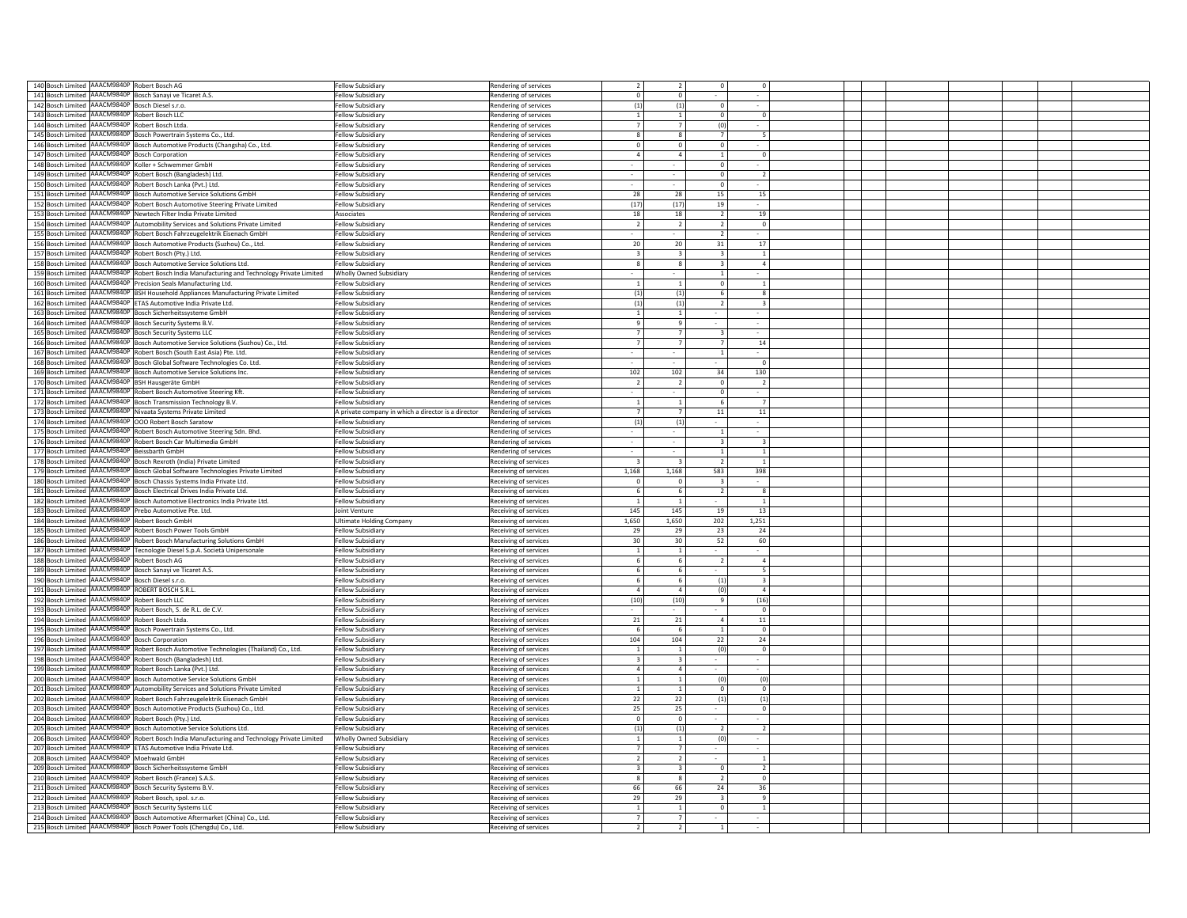| | | | | | | | | | |
|---|---|---|---|---|---|---|---|---|---|
| 140 | Bosch Limited | AAACM9840P | Robert Bosch AG | Fellow Subsidiary | Rendering of services | 2 | 2 | 0 | 0 |
| 141 | Bosch Limited | AAACM9840P | Bosch Sanayi ve Ticaret A.S. | Fellow Subsidiary | Rendering of services | 0 | 0 | - | - |
| 142 | Bosch Limited | AAACM9840P | Bosch Diesel s.r.o. | Fellow Subsidiary | Rendering of services | (1) | (1) | 0 | - |
| 143 | Bosch Limited | AAACM9840P | Robert Bosch LLC | Fellow Subsidiary | Rendering of services | 1 | 1 | 0 | 0 |
| 144 | Bosch Limited | AAACM9840P | Robert Bosch Ltda. | Fellow Subsidiary | Rendering of services | 7 | 7 | (0) | - |
| 145 | Bosch Limited | AAACM9840P | Bosch Powertrain Systems Co., Ltd. | Fellow Subsidiary | Rendering of services | 8 | 8 | 7 | 5 |
| 146 | Bosch Limited | AAACM9840P | Bosch Automotive Products (Changsha) Co., Ltd. | Fellow Subsidiary | Rendering of services | 0 | 0 | 0 | - |
| 147 | Bosch Limited | AAACM9840P | Bosch Corporation | Fellow Subsidiary | Rendering of services | 4 | 4 | 1 | 0 |
| 148 | Bosch Limited | AAACM9840P | Koller + Schwemmer GmbH | Fellow Subsidiary | Rendering of services | - | - | 0 | - |
| 149 | Bosch Limited | AAACM9840P | Robert Bosch (Bangladesh) Ltd. | Fellow Subsidiary | Rendering of services | - | - | 0 | 2 |
| 150 | Bosch Limited | AAACM9840P | Robert Bosch Lanka (Pvt.) Ltd. | Fellow Subsidiary | Rendering of services | - | - | 0 | - |
| 151 | Bosch Limited | AAACM9840P | Bosch Automotive Service Solutions GmbH | Fellow Subsidiary | Rendering of services | 28 | 28 | 15 | 15 |
| 152 | Bosch Limited | AAACM9840P | Robert Bosch Automotive Steering Private Limited | Fellow Subsidiary | Rendering of services | (17) | (17) | 19 | - |
| 153 | Bosch Limited | AAACM9840P | Newtech Filter India Private Limited | Associates | Rendering of services | 18 | 18 | 2 | 19 |
| 154 | Bosch Limited | AAACM9840P | Automobility Services and Solutions Private Limited | Fellow Subsidiary | Rendering of services | 2 | 2 | 2 | 0 |
| 155 | Bosch Limited | AAACM9840P | Robert Bosch Fahrzeugelektrik Eisenach GmbH | Fellow Subsidiary | Rendering of services | - | - | 2 | - |
| 156 | Bosch Limited | AAACM9840P | Bosch Automotive Products (Suzhou) Co., Ltd. | Fellow Subsidiary | Rendering of services | 20 | 20 | 31 | 17 |
| 157 | Bosch Limited | AAACM9840P | Robert Bosch (Pty.) Ltd. | Fellow Subsidiary | Rendering of services | 3 | 3 | 3 | 1 |
| 158 | Bosch Limited | AAACM9840P | Bosch Automotive Service Solutions Ltd. | Fellow Subsidiary | Rendering of services | 8 | 8 | 3 | 4 |
| 159 | Bosch Limited | AAACM9840P | Robert Bosch India Manufacturing and Technology Private Limited | Wholly Owned Subsidiary | Rendering of services | - | - | 1 | - |
| 160 | Bosch Limited | AAACM9840P | Precision Seals Manufacturing Ltd. | Fellow Subsidiary | Rendering of services | 1 | 1 | 0 | 1 |
| 161 | Bosch Limited | AAACM9840P | BSH Household Appliances Manufacturing Private Limited | Fellow Subsidiary | Rendering of services | (1) | (1) | 6 | 8 |
| 162 | Bosch Limited | AAACM9840P | ETAS Automotive India Private Ltd. | Fellow Subsidiary | Rendering of services | (1) | (1) | 2 | 3 |
| 163 | Bosch Limited | AAACM9840P | Bosch Sicherheitssysteme GmbH | Fellow Subsidiary | Rendering of services | 1 | 1 | - | - |
| 164 | Bosch Limited | AAACM9840P | Bosch Security Systems B.V. | Fellow Subsidiary | Rendering of services | 9 | 9 | - | - |
| 165 | Bosch Limited | AAACM9840P | Bosch Security Systems LLC | Fellow Subsidiary | Rendering of services | 7 | 7 | 3 | - |
| 166 | Bosch Limited | AAACM9840P | Bosch Automotive Service Solutions (Suzhou) Co., Ltd. | Fellow Subsidiary | Rendering of services | 7 | 7 | 7 | 14 |
| 167 | Bosch Limited | AAACM9840P | Robert Bosch (South East Asia) Pte. Ltd. | Fellow Subsidiary | Rendering of services | - | - | 1 | - |
| 168 | Bosch Limited | AAACM9840P | Bosch Global Software Technologies Co. Ltd. | Fellow Subsidiary | Rendering of services | - | - | - | 0 |
| 169 | Bosch Limited | AAACM9840P | Bosch Automotive Service Solutions Inc. | Fellow Subsidiary | Rendering of services | 102 | 102 | 34 | 130 |
| 170 | Bosch Limited | AAACM9840P | BSH Hausgeräte GmbH | Fellow Subsidiary | Rendering of services | 2 | 2 | 0 | 2 |
| 171 | Bosch Limited | AAACM9840P | Robert Bosch Automotive Steering Kft. | Fellow Subsidiary | Rendering of services | - | - | 0 | - |
| 172 | Bosch Limited | AAACM9840P | Bosch Transmission Technology B.V. | Fellow Subsidiary | Rendering of services | 1 | 1 | 6 | 7 |
| 173 | Bosch Limited | AAACM9840P | Nivaata Systems Private Limited | A private company in which a director is a director | Rendering of services | 7 | 7 | 11 | 11 |
| 174 | Bosch Limited | AAACM9840P | OOO Robert Bosch Saratow | Fellow Subsidiary | Rendering of services | (1) | (1) | - | - |
| 175 | Bosch Limited | AAACM9840P | Robert Bosch Automotive Steering Sdn. Bhd. | Fellow Subsidiary | Rendering of services | - | - | 1 | - |
| 176 | Bosch Limited | AAACM9840P | Robert Bosch Car Multimedia GmbH | Fellow Subsidiary | Rendering of services | - | - | 3 | 3 |
| 177 | Bosch Limited | AAACM9840P | Beissbarth GmbH | Fellow Subsidiary | Rendering of services | - | - | 1 | 1 |
| 178 | Bosch Limited | AAACM9840P | Bosch Rexroth (India) Private Limited | Fellow Subsidiary | Receiving of services | 3 | 3 | 2 | 1 |
| 179 | Bosch Limited | AAACM9840P | Bosch Global Software Technologies Private Limited | Fellow Subsidiary | Receiving of services | 1,168 | 1,168 | 583 | 398 |
| 180 | Bosch Limited | AAACM9840P | Bosch Chassis Systems India Private Ltd. | Fellow Subsidiary | Receiving of services | 0 | 0 | 3 | - |
| 181 | Bosch Limited | AAACM9840P | Bosch Electrical Drives India Private Ltd. | Fellow Subsidiary | Receiving of services | 6 | 6 | 2 | 8 |
| 182 | Bosch Limited | AAACM9840P | Bosch Automotive Electronics India Private Ltd. | Fellow Subsidiary | Receiving of services | 1 | 1 | - | 1 |
| 183 | Bosch Limited | AAACM9840P | Prebo Automotive Pte. Ltd. | Joint Venture | Receiving of services | 145 | 145 | 19 | 13 |
| 184 | Bosch Limited | AAACM9840P | Robert Bosch GmbH | Ultimate Holding Company | Receiving of services | 1,650 | 1,650 | 202 | 1,251 |
| 185 | Bosch Limited | AAACM9840P | Robert Bosch Power Tools GmbH | Fellow Subsidiary | Receiving of services | 29 | 29 | 23 | 24 |
| 186 | Bosch Limited | AAACM9840P | Robert Bosch Manufacturing Solutions GmbH | Fellow Subsidiary | Receiving of services | 30 | 30 | 52 | 60 |
| 187 | Bosch Limited | AAACM9840P | Tecnologie Diesel S.p.A. Società Unipersonale | Fellow Subsidiary | Receiving of services | 1 | 1 | - | - |
| 188 | Bosch Limited | AAACM9840P | Robert Bosch AG | Fellow Subsidiary | Receiving of services | 6 | 6 | 2 | 4 |
| 189 | Bosch Limited | AAACM9840P | Bosch Sanayi ve Ticaret A.S. | Fellow Subsidiary | Receiving of services | 6 | 6 | - | 5 |
| 190 | Bosch Limited | AAACM9840P | Bosch Diesel s.r.o. | Fellow Subsidiary | Receiving of services | 6 | 6 | (1) | 3 |
| 191 | Bosch Limited | AAACM9840P | ROBERT BOSCH S.R.L. | Fellow Subsidiary | Receiving of services | 4 | 4 | (0) | 4 |
| 192 | Bosch Limited | AAACM9840P | Robert Bosch LLC | Fellow Subsidiary | Receiving of services | (10) | (10) | 9 | (16) |
| 193 | Bosch Limited | AAACM9840P | Robert Bosch, S. de R.L. de C.V. | Fellow Subsidiary | Receiving of services | - | - | - | 0 |
| 194 | Bosch Limited | AAACM9840P | Robert Bosch Ltda. | Fellow Subsidiary | Receiving of services | 21 | 21 | 4 | 11 |
| 195 | Bosch Limited | AAACM9840P | Bosch Powertrain Systems Co., Ltd. | Fellow Subsidiary | Receiving of services | 6 | 6 | 1 | 0 |
| 196 | Bosch Limited | AAACM9840P | Bosch Corporation | Fellow Subsidiary | Receiving of services | 104 | 104 | 22 | 24 |
| 197 | Bosch Limited | AAACM9840P | Robert Bosch Automotive Technologies (Thailand) Co., Ltd. | Fellow Subsidiary | Receiving of services | 1 | 1 | (0) | 0 |
| 198 | Bosch Limited | AAACM9840P | Robert Bosch (Bangladesh) Ltd. | Fellow Subsidiary | Receiving of services | 3 | 3 | - | - |
| 199 | Bosch Limited | AAACM9840P | Robert Bosch Lanka (Pvt.) Ltd. | Fellow Subsidiary | Receiving of services | 4 | 4 | - | - |
| 200 | Bosch Limited | AAACM9840P | Bosch Automotive Service Solutions GmbH | Fellow Subsidiary | Receiving of services | 1 | 1 | (0) | (0) |
| 201 | Bosch Limited | AAACM9840P | Automobility Services and Solutions Private Limited | Fellow Subsidiary | Receiving of services | 1 | 1 | 0 | 0 |
| 202 | Bosch Limited | AAACM9840P | Robert Bosch Fahrzeugelektrik Eisenach GmbH | Fellow Subsidiary | Receiving of services | 22 | 22 | (1) | (1) |
| 203 | Bosch Limited | AAACM9840P | Bosch Automotive Products (Suzhou) Co., Ltd. | Fellow Subsidiary | Receiving of services | 25 | 25 | - | 0 |
| 204 | Bosch Limited | AAACM9840P | Robert Bosch (Pty.) Ltd. | Fellow Subsidiary | Receiving of services | 0 | 0 | - | - |
| 205 | Bosch Limited | AAACM9840P | Bosch Automotive Service Solutions Ltd. | Fellow Subsidiary | Receiving of services | (1) | (1) | 2 | 2 |
| 206 | Bosch Limited | AAACM9840P | Robert Bosch India Manufacturing and Technology Private Limited | Wholly Owned Subsidiary | Receiving of services | 1 | 1 | (0) | - |
| 207 | Bosch Limited | AAACM9840P | ETAS Automotive India Private Ltd. | Fellow Subsidiary | Receiving of services | 7 | 7 | - | - |
| 208 | Bosch Limited | AAACM9840P | Moehwald GmbH | Fellow Subsidiary | Receiving of services | 2 | 2 | - | 1 |
| 209 | Bosch Limited | AAACM9840P | Bosch Sicherheitssysteme GmbH | Fellow Subsidiary | Receiving of services | 3 | 3 | 0 | 2 |
| 210 | Bosch Limited | AAACM9840P | Robert Bosch (France) S.A.S. | Fellow Subsidiary | Receiving of services | 8 | 8 | 2 | 0 |
| 211 | Bosch Limited | AAACM9840P | Bosch Security Systems B.V. | Fellow Subsidiary | Receiving of services | 66 | 66 | 24 | 36 |
| 212 | Bosch Limited | AAACM9840P | Robert Bosch, spol. s.r.o. | Fellow Subsidiary | Receiving of services | 29 | 29 | 3 | 9 |
| 213 | Bosch Limited | AAACM9840P | Bosch Security Systems LLC | Fellow Subsidiary | Receiving of services | 1 | 1 | 0 | 1 |
| 214 | Bosch Limited | AAACM9840P | Bosch Automotive Aftermarket (China) Co., Ltd. | Fellow Subsidiary | Receiving of services | 7 | 7 | - | - |
| 215 | Bosch Limited | AAACM9840P | Bosch Power Tools (Chengdu) Co., Ltd. | Fellow Subsidiary | Receiving of services | 2 | 2 | 1 | - |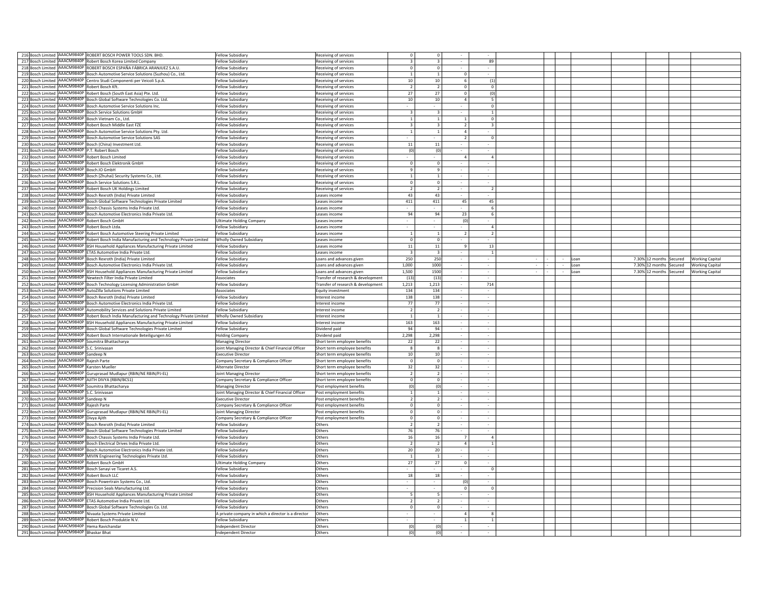| | | | | | | | | | | | | | | | | | |
|---|---|---|---|---|---|---|---|---|---|---|---|---|---|---|---|---|---|
| 216 | Bosch Limited | AAACM9840P | ROBERT BOSCH POWER TOOLS SDN. BHD. | Fellow Subsidiary | Receiving of services | 0 | 0 | - | - | | | | | | | | |
| 217 | Bosch Limited | AAACM9840P | Robert Bosch Korea Limited Company | Fellow Subsidiary | Receiving of services | 3 | 3 | - | 89 | | | | | | | | |
| 218 | Bosch Limited | AAACM9840P | ROBERT BOSCH ESPAÑA FÁBRICA ARANJUEZ S.A.U. | Fellow Subsidiary | Receiving of services | 0 | 0 | - | - | | | | | | | | |
| 219 | Bosch Limited | AAACM9840P | Bosch Automotive Service Solutions (Suzhou) Co., Ltd. | Fellow Subsidiary | Receiving of services | 1 | 1 | 0 | - | | | | | | | | |
| 220 | Bosch Limited | AAACM9840P | Centro Studi Componenti per Veicoli S.p.A. | Fellow Subsidiary | Receiving of services | 10 | 10 | 6 | (1) | | | | | | | | |
| 221 | Bosch Limited | AAACM9840P | Robert Bosch Kft. | Fellow Subsidiary | Receiving of services | 2 | 2 | 0 | 0 | | | | | | | | |
| 222 | Bosch Limited | AAACM9840P | Robert Bosch (South East Asia) Pte. Ltd. | Fellow Subsidiary | Receiving of services | 27 | 27 | 0 | (0) | | | | | | | | |
| 223 | Bosch Limited | AAACM9840P | Bosch Global Software Technologies Co. Ltd. | Fellow Subsidiary | Receiving of services | 10 | 10 | 4 | 5 | | | | | | | | |
| 224 | Bosch Limited | AAACM9840P | Bosch Automotive Service Solutions Inc. | Fellow Subsidiary | Receiving of services | - | - | - | 0 | | | | | | | | |
| 225 | Bosch Limited | AAACM9840P | Bosch Service Solutions GmbH | Fellow Subsidiary | Receiving of services | 3 | 3 | - | 1 | | | | | | | | |
| 226 | Bosch Limited | AAACM9840P | Bosch Vietnam Co., Ltd. | Fellow Subsidiary | Receiving of services | 1 | 1 | 1 | 0 | | | | | | | | |
| 227 | Bosch Limited | AAACM9840P | Robert Bosch Middle East FZE | Fellow Subsidiary | Receiving of services | 3 | 3 | 2 | 3 | | | | | | | | |
| 228 | Bosch Limited | AAACM9840P | Bosch Automotive Service Solutions Pty. Ltd. | Fellow Subsidiary | Receiving of services | 1 | 1 | 4 | - | | | | | | | | |
| 229 | Bosch Limited | AAACM9840P | Bosch Automotive Service Solutions SAS | Fellow Subsidiary | Receiving of services | - | - | 2 | 0 | | | | | | | | |
| 230 | Bosch Limited | AAACM9840P | Bosch (China) Investment Ltd. | Fellow Subsidiary | Receiving of services | 11 | 11 | - | - | | | | | | | | |
| 231 | Bosch Limited | AAACM9840P | P.T. Robert Bosch | Fellow Subsidiary | Receiving of services | (0) | (0) | - | - | | | | | | | | |
| 232 | Bosch Limited | AAACM9840P | Robert Bosch Limited | Fellow Subsidiary | Receiving of services | - | - | 4 | 4 | | | | | | | | |
| 233 | Bosch Limited | AAACM9840P | Robert Bosch Elektronik GmbH | Fellow Subsidiary | Receiving of services | 0 | 0 | - | - | | | | | | | | |
| 234 | Bosch Limited | AAACM9840P | Bosch.IO GmbH | Fellow Subsidiary | Receiving of services | 9 | 9 | - | - | | | | | | | | |
| 235 | Bosch Limited | AAACM9840P | Bosch (Zhuhai) Security Systems Co., Ltd. | Fellow Subsidiary | Receiving of services | 1 | 1 | - | - | | | | | | | | |
| 236 | Bosch Limited | AAACM9840P | Bosch Service Solutions S.R.L. | Fellow Subsidiary | Receiving of services | 0 | 0 | - | - | | | | | | | | |
| 237 | Bosch Limited | AAACM9840P | Robert Bosch UK Holdings Limited | Fellow Subsidiary | Receiving of services | 2 | 2 | - | 2 | | | | | | | | |
| 238 | Bosch Limited | AAACM9840P | Bosch Rexroth (India) Private Limited | Fellow Subsidiary | Leases income | 43 | 43 | - | - | | | | | | | | |
| 239 | Bosch Limited | AAACM9840P | Bosch Global Software Technologies Private Limited | Fellow Subsidiary | Leases income | 411 | 411 | 45 | 45 | | | | | | | | |
| 240 | Bosch Limited | AAACM9840P | Bosch Chassis Systems India Private Ltd. | Fellow Subsidiary | Leases income | - | - | - | 6 | | | | | | | | |
| 241 | Bosch Limited | AAACM9840P | Bosch Automotive Electronics India Private Ltd. | Fellow Subsidiary | Leases income | 94 | 94 | 23 | 6 | | | | | | | | |
| 242 | Bosch Limited | AAACM9840P | Robert Bosch GmbH | Ultimate Holding Company | Leases income | - | - | (0) | - | | | | | | | | |
| 243 | Bosch Limited | AAACM9840P | Robert Bosch Ltda. | Fellow Subsidiary | Leases income | - | - | - | 4 | | | | | | | | |
| 244 | Bosch Limited | AAACM9840P | Robert Bosch Automotive Steering Private Limited | Fellow Subsidiary | Leases income | 1 | 1 | 2 | 2 | | | | | | | | |
| 245 | Bosch Limited | AAACM9840P | Robert Bosch India Manufacturing and Technology Private Limited | Wholly Owned Subsidiary | Leases income | 0 | 0 | - | - | | | | | | | | |
| 246 | Bosch Limited | AAACM9840P | BSH Household Appliances Manufacturing Private Limited | Fellow Subsidiary | Leases income | 11 | 11 | 9 | 13 | | | | | | | | |
| 247 | Bosch Limited | AAACM9840P | ETAS Automotive India Private Ltd. | Fellow Subsidiary | Leases income | 3 | 3 | - | 1 | | | | | | | | |
| 248 | Bosch Limited | AAACM9840P | Bosch Rexroth (India) Private Limited | Fellow Subsidiary | Loans and advances given | 250 | 250 | - | - | - | - | - | Loan | 7.30% | 12 months | Secured | Working Capital |
| 249 | Bosch Limited | AAACM9840P | Bosch Automotive Electronics India Private Ltd. | Fellow Subsidiary | Loans and advances given | 1,000 | 1000 | - | - | - | - | - | Loan | 7.30% | 12 months | Secured | Working Capital |
| 250 | Bosch Limited | AAACM9840P | BSH Household Appliances Manufacturing Private Limited | Fellow Subsidiary | Loans and advances given | 1,500 | 1500 | - | - | - | - | - | Loan | 7.30% | 12 months | Secured | Working Capital |
| 251 | Bosch Limited | AAACM9840P | Newtech Filter India Private Limited | Associates | Transfer of research & development | (13) | (13) | - | - | | | | | | | | |
| 252 | Bosch Limited | AAACM9840P | Bosch Technology Licensing Administration GmbH | Fellow Subsidiary | Transfer of research & development | 1,213 | 1,213 | - | 714 | | | | | | | | |
| 253 | Bosch Limited | AAACM9840P | AutoZilla Solutions Private Limited | Associates | Equity investment | 134 | 134 | - | - | | | | | | | | |
| 254 | Bosch Limited | AAACM9840P | Bosch Rexroth (India) Private Limited | Fellow Subsidiary | Interest income | 138 | 138 | - | - | | | | | | | | |
| 255 | Bosch Limited | AAACM9840P | Bosch Automotive Electronics India Private Ltd. | Fellow Subsidiary | Interest income | 77 | 77 | - | - | | | | | | | | |
| 256 | Bosch Limited | AAACM9840P | Automobility Services and Solutions Private Limited | Fellow Subsidiary | Interest income | 2 | 2 | - | - | | | | | | | | |
| 257 | Bosch Limited | AAACM9840P | Robert Bosch India Manufacturing and Technology Private Limited | Wholly Owned Subsidiary | Interest income | 1 | 1 | - | - | | | | | | | | |
| 258 | Bosch Limited | AAACM9840P | BSH Household Appliances Manufacturing Private Limited | Fellow Subsidiary | Interest income | 163 | 163 | - | - | | | | | | | | |
| 259 | Bosch Limited | AAACM9840P | Bosch Global Software Technologies Private Limited | Fellow Subsidiary | Dividend paid | 94 | 94 | - | - | | | | | | | | |
| 260 | Bosch Limited | AAACM9840P | Robert Bosch Internationale Beteiligungen AG | Holding Company | Dividend paid | 2,298 | 2,298 | - | - | | | | | | | | |
| 261 | Bosch Limited | AAACM9840P | Soumitra Bhattacharya | Managing Director | Short term employee benefits | 22 | 22 | - | - | | | | | | | | |
| 262 | Bosch Limited | AAACM9840P | S.C. Srinivasan | Joint Managing Director & Chief Financial Officer | Short term employee benefits | 8 | 8 | - | - | | | | | | | | |
| 263 | Bosch Limited | AAACM9840P | Sandeep N | Executive Director | Short term employee benefits | 10 | 10 | - | - | | | | | | | | |
| 264 | Bosch Limited | AAACM9840P | Rajesh Parte | Company Secretary & Compliance Officer | Short term employee benefits | 0 | 0 | - | - | | | | | | | | |
| 265 | Bosch Limited | AAACM9840P | Karsten Mueller | Alternate Director | Short term employee benefits | 32 | 32 | - | - | | | | | | | | |
| 266 | Bosch Limited | AAACM9840P | Guruprasad Mudlapur (RBIN/NE RBIN/PJ-EL) | Joint Managing Director | Short term employee benefits | 2 | 2 | - | - | | | | | | | | |
| 267 | Bosch Limited | AAACM9840P | AJITH DIVYA (RBIN/BCS1) | Company Secretary & Compliance Officer | Short term employee benefits | 0 | 0 | - | - | | | | | | | | |
| 268 | Bosch Limited | AAACM9840P | Soumitra Bhattacharya | Managing Director | Post employment benefits | (0) | (0) | - | - | | | | | | | | |
| 269 | Bosch Limited | AAACM9840P | S.C. Srinivasan | Joint Managing Director & Chief Financial Officer | Post employment benefits | 1 | 1 | - | - | | | | | | | | |
| 270 | Bosch Limited | AAACM9840P | Sandeep N | Executive Director | Post employment benefits | 2 | 2 | - | - | | | | | | | | |
| 271 | Bosch Limited | AAACM9840P | Rajesh Parte | Company Secretary & Compliance Officer | Post employment benefits | 0 | 0 | - | - | | | | | | | | |
| 272 | Bosch Limited | AAACM9840P | Guruprasad Mudlapur (RBIN/NE RBIN/PJ-EL) | Joint Managing Director | Post employment benefits | 0 | 0 | - | - | | | | | | | | |
| 273 | Bosch Limited | AAACM9840P | Divya Ajith | Company Secretary & Compliance Officer | Post employment benefits | 0 | 0 | - | - | | | | | | | | |
| 274 | Bosch Limited | AAACM9840P | Bosch Rexroth (India) Private Limited | Fellow Subsidiary | Others | 2 | 2 | - | - | | | | | | | | |
| 275 | Bosch Limited | AAACM9840P | Bosch Global Software Technologies Private Limited | Fellow Subsidiary | Others | 76 | 76 | - | - | | | | | | | | |
| 276 | Bosch Limited | AAACM9840P | Bosch Chassis Systems India Private Ltd. | Fellow Subsidiary | Others | 16 | 16 | 7 | 4 | | | | | | | | |
| 277 | Bosch Limited | AAACM9840P | Bosch Electrical Drives India Private Ltd. | Fellow Subsidiary | Others | 2 | 2 | 4 | 1 | | | | | | | | |
| 278 | Bosch Limited | AAACM9840P | Bosch Automotive Electronics India Private Ltd. | Fellow Subsidiary | Others | 20 | 20 | - | - | | | | | | | | |
| 279 | Bosch Limited | AAACM9840P | MIVIN Engineering Technologies Private Ltd. | Fellow Subsidiary | Others | 1 | 1 | - | - | | | | | | | | |
| 280 | Bosch Limited | AAACM9840P | Robert Bosch GmbH | Ultimate Holding Company | Others | 27 | 27 | 0 | - | | | | | | | | |
| 281 | Bosch Limited | AAACM9840P | Bosch Sanayi ve Ticaret A.S. | Fellow Subsidiary | Others | - | - | - | 0 | | | | | | | | |
| 282 | Bosch Limited | AAACM9840P | Robert Bosch LLC | Fellow Subsidiary | Others | 18 | 18 | - | - | | | | | | | | |
| 283 | Bosch Limited | AAACM9840P | Bosch Powertrain Systems Co., Ltd. | Fellow Subsidiary | Others | - | - | (0) | - | | | | | | | | |
| 284 | Bosch Limited | AAACM9840P | Precision Seals Manufacturing Ltd. | Fellow Subsidiary | Others | - | - | 0 | 0 | | | | | | | | |
| 285 | Bosch Limited | AAACM9840P | BSH Household Appliances Manufacturing Private Limited | Fellow Subsidiary | Others | 5 | 5 | - | - | | | | | | | | |
| 286 | Bosch Limited | AAACM9840P | ETAS Automotive India Private Ltd. | Fellow Subsidiary | Others | 2 | 2 | - | - | | | | | | | | |
| 287 | Bosch Limited | AAACM9840P | Bosch Global Software Technologies Co. Ltd. | Fellow Subsidiary | Others | 0 | 0 | - | - | | | | | | | | |
| 288 | Bosch Limited | AAACM9840P | Nivaata Systems Private Limited | A private company in which a director is a director | Others | - | - | 4 | 8 | | | | | | | | |
| 289 | Bosch Limited | AAACM9840P | Robert Bosch Produktie N.V. | Fellow Subsidiary | Others | - | - | 1 | 1 | | | | | | | | |
| 290 | Bosch Limited | AAACM9840P | Hema Ravichandar | Independent Director | Others | (0) | (0) | - | - | | | | | | | | |
| 291 | Bosch Limited | AAACM9840P | Bhaskar Bhat | Independent Director | Others | (0) | (0) | - | - | | | | | | | | |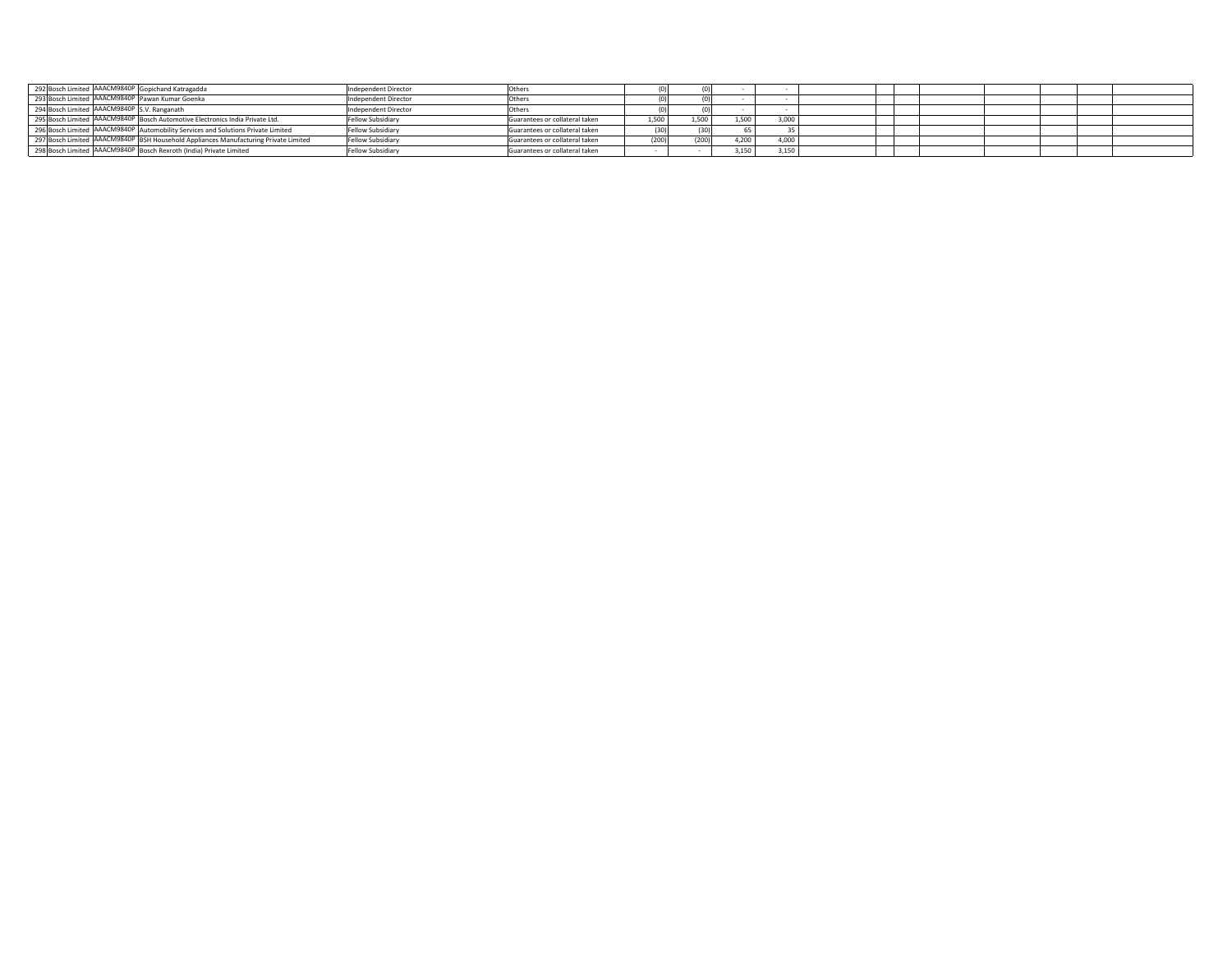| | | | | | | | | | | | | | | | | | | | |
|---|---|---|---|---|---|---|---|---|---|---|---|---|---|---|---|---|---|---|---|
| 292 | Bosch Limited | AAACM9840P | Gopichand Katragadda | Independent Director | Others | (0) | (0) | - | - | | | | | | | | |
| 293 | Bosch Limited | AAACM9840P | Pawan Kumar Goenka | Independent Director | Others | (0) | (0) | - | - | | | | | | | | |
| 294 | Bosch Limited | AAACM9840P | S.V. Ranganath | Independent Director | Others | (0) | (0) | - | - | | | | | | | | |
| 295 | Bosch Limited | AAACM9840P | Bosch Automotive Electronics India Private Ltd. | Fellow Subsidiary | Guarantees or collateral taken | 1,500 | 1,500 | 1,500 | 3,000 | | | | | | | | |
| 296 | Bosch Limited | AAACM9840P | Automobility Services and Solutions Private Limited | Fellow Subsidiary | Guarantees or collateral taken | (30) | (30) | 65 | 35 | | | | | | | | |
| 297 | Bosch Limited | AAACM9840P | BSH Household Appliances Manufacturing Private Limited | Fellow Subsidiary | Guarantees or collateral taken | (200) | (200) | 4,200 | 4,000 | | | | | | | | |
| 298 | Bosch Limited | AAACM9840P | Bosch Rexroth (India) Private Limited | Fellow Subsidiary | Guarantees or collateral taken | - | - | 3,150 | 3,150 | | | | | | | | |